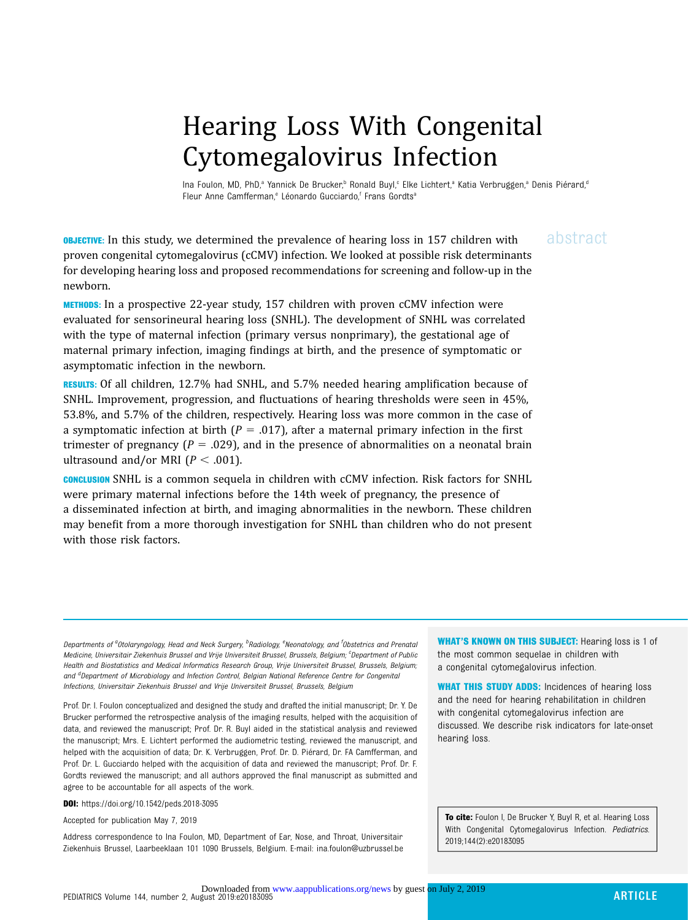# Hearing Loss With Congenital Cytomegalovirus Infection

Ina Foulon, MD, PhD,[a] Yannick De Brucker,[b] Ronald Buyl,[c] Elke Lichtert,[a] Katia Verbruggen,[a] Denis Piérard,[d] Fleur Anne Camfferman,[e] Léonardo Gucciardo,[f] Frans Gordts[a]

abstract

**OBJECTIVE:** In this study, we determined the prevalence of hearing loss in 157 children with proven congenital cytomegalovirus (cCMV) infection. We looked at possible risk determinants for developing hearing loss and proposed recommendations for screening and follow-up in the newborn.

**METHODS:** In a prospective 22-year study, 157 children with proven cCMV infection were evaluated for sensorineural hearing loss (SNHL). The development of SNHL was correlated with the type of maternal infection (primary versus nonprimary), the gestational age of maternal primary infection, imaging findings at birth, and the presence of symptomatic or asymptomatic infection in the newborn.

**RESULTS:** Of all children, 12.7% had SNHL, and 5.7% needed hearing amplification because of SNHL. Improvement, progression, and fluctuations of hearing thresholds were seen in 45%, 53.8%, and 5.7% of the children, respectively. Hearing loss was more common in the case of a symptomatic infection at birth ($P = .017$), after a maternal primary infection in the first trimester of pregnancy ($P = .029$), and in the presence of abnormalities on a neonatal brain ultrasound and/or MRI ($P < .001$).

**CONCLUSION** SNHL is a common sequela in children with cCMV infection. Risk factors for SNHL were primary maternal infections before the 14th week of pregnancy, the presence of a disseminated infection at birth, and imaging abnormalities in the newborn. These children may benefit from a more thorough investigation for SNHL than children who do not present with those risk factors.

*Departments of [a]Otolaryngology, Head and Neck Surgery, [b]Radiology, [e]Neonatology, and [f]Obstetrics and Prenatal Medicine, Universitair Ziekenhuis Brussel and Vrije Universiteit Brussel, Brussels, Belgium; [c]Department of Public Health and Biostatistics and Medical Informatics Research Group, Vrije Universiteit Brussel, Brussels, Belgium; and [d]Department of Microbiology and Infection Control, Belgian National Reference Centre for Congenital Infections, Universitair Ziekenhuis Brussel and Vrije Universiteit Brussel, Brussels, Belgium*

Prof. Dr. I. Foulon conceptualized and designed the study and drafted the initial manuscript; Dr. Y. De Brucker performed the retrospective analysis of the imaging results, helped with the acquisition of data, and reviewed the manuscript; Prof. Dr. R. Buyl aided in the statistical analysis and reviewed the manuscript; Mrs. E. Lichtert performed the audiometric testing, reviewed the manuscript, and helped with the acquisition of data; Dr. K. Verbruggen, Prof. Dr. D. Piérard, Dr. FA Camfferman, and Prof. Dr. L. Gucciardo helped with the acquisition of data and reviewed the manuscript; Prof. Dr. F. Gordts reviewed the manuscript; and all authors approved the final manuscript as submitted and agree to be accountable for all aspects of the work.

**DOI:** https://doi.org/10.1542/peds.2018-3095

Accepted for publication May 7, 2019

Address correspondence to Ina Foulon, MD, Department of Ear, Nose, and Throat, Universitair Ziekenhuis Brussel, Laarbeeklaan 101 1090 Brussels, Belgium. E-mail: ina.foulon@uzbrussel.be

**WHAT'S KNOWN ON THIS SUBJECT:** Hearing loss is 1 of the most common sequelae in children with a congenital cytomegalovirus infection.

**WHAT THIS STUDY ADDS:** Incidences of hearing loss and the need for hearing rehabilitation in children with congenital cytomegalovirus infection are discussed. We describe risk indicators for late-onset hearing loss.

**To cite:** Foulon I, De Brucker Y, Buyl R, et al. Hearing Loss With Congenital Cytomegalovirus Infection. *Pediatrics.* 2019;144(2):e20183095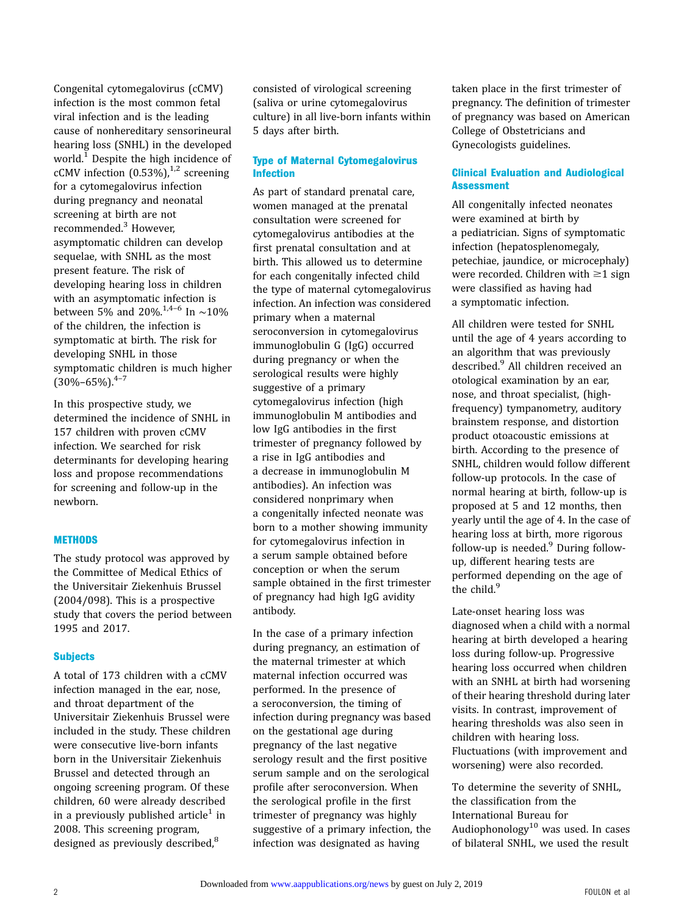Congenital cytomegalovirus (cCMV) infection is the most common fetal viral infection and is the leading cause of nonhereditary sensorineural hearing loss (SNHL) in the developed world.[1] Despite the high incidence of cCMV infection (0.53%),[1,2] screening for a cytomegalovirus infection during pregnancy and neonatal screening at birth are not recommended.[3] However, asymptomatic children can develop sequelae, with SNHL as the most present feature. The risk of developing hearing loss in children with an asymptomatic infection is between 5% and 20%.[1,4–6] In ~10% of the children, the infection is symptomatic at birth. The risk for developing SNHL in those symptomatic children is much higher (30%–65%).[4–7]

In this prospective study, we determined the incidence of SNHL in 157 children with proven cCMV infection. We searched for risk determinants for developing hearing loss and propose recommendations for screening and follow-up in the newborn.

## METHODS

The study protocol was approved by the Committee of Medical Ethics of the Universitair Ziekenhuis Brussel (2004/098). This is a prospective study that covers the period between 1995 and 2017.

### Subjects

A total of 173 children with a cCMV infection managed in the ear, nose, and throat department of the Universitair Ziekenhuis Brussel were included in the study. These children were consecutive live-born infants born in the Universitair Ziekenhuis Brussel and detected through an ongoing screening program. Of these children, 60 were already described in a previously published article[1] in 2008. This screening program, designed as previously described,[8] consisted of virological screening (saliva or urine cytomegalovirus culture) in all live-born infants within 5 days after birth.

### Type of Maternal Cytomegalovirus Infection

As part of standard prenatal care, women managed at the prenatal consultation were screened for cytomegalovirus antibodies at the first prenatal consultation and at birth. This allowed us to determine for each congenitally infected child the type of maternal cytomegalovirus infection. An infection was considered primary when a maternal seroconversion in cytomegalovirus immunoglobulin G (IgG) occurred during pregnancy or when the serological results were highly suggestive of a primary cytomegalovirus infection (high immunoglobulin M antibodies and low IgG antibodies in the first trimester of pregnancy followed by a rise in IgG antibodies and a decrease in immunoglobulin M antibodies). An infection was considered nonprimary when a congenitally infected neonate was born to a mother showing immunity for cytomegalovirus infection in a serum sample obtained before conception or when the serum sample obtained in the first trimester of pregnancy had high IgG avidity antibody.

In the case of a primary infection during pregnancy, an estimation of the maternal trimester at which maternal infection occurred was performed. In the presence of a seroconversion, the timing of infection during pregnancy was based on the gestational age during pregnancy of the last negative serology result and the first positive serum sample and on the serological profile after seroconversion. When the serological profile in the first trimester of pregnancy was highly suggestive of a primary infection, the infection was designated as having taken place in the first trimester of pregnancy. The definition of trimester of pregnancy was based on American College of Obstetricians and Gynecologists guidelines.

### Clinical Evaluation and Audiological Assessment

All congenitally infected neonates were examined at birth by a pediatrician. Signs of symptomatic infection (hepatosplenomegaly, petechiae, jaundice, or microcephaly) were recorded. Children with ≥1 sign were classified as having had a symptomatic infection.

All children were tested for SNHL until the age of 4 years according to an algorithm that was previously described.[9] All children received an otological examination by an ear, nose, and throat specialist, (high-frequency) tympanometry, auditory brainstem response, and distortion product otoacoustic emissions at birth. According to the presence of SNHL, children would follow different follow-up protocols. In the case of normal hearing at birth, follow-up is proposed at 5 and 12 months, then yearly until the age of 4. In the case of hearing loss at birth, more rigorous follow-up is needed.[9] During follow-up, different hearing tests are performed depending on the age of the child.[9]

Late-onset hearing loss was diagnosed when a child with a normal hearing at birth developed a hearing loss during follow-up. Progressive hearing loss occurred when children with an SNHL at birth had worsening of their hearing threshold during later visits. In contrast, improvement of hearing thresholds was also seen in children with hearing loss. Fluctuations (with improvement and worsening) were also recorded.

To determine the severity of SNHL, the classification from the International Bureau for Audiophonology[10] was used. In cases of bilateral SNHL, we used the result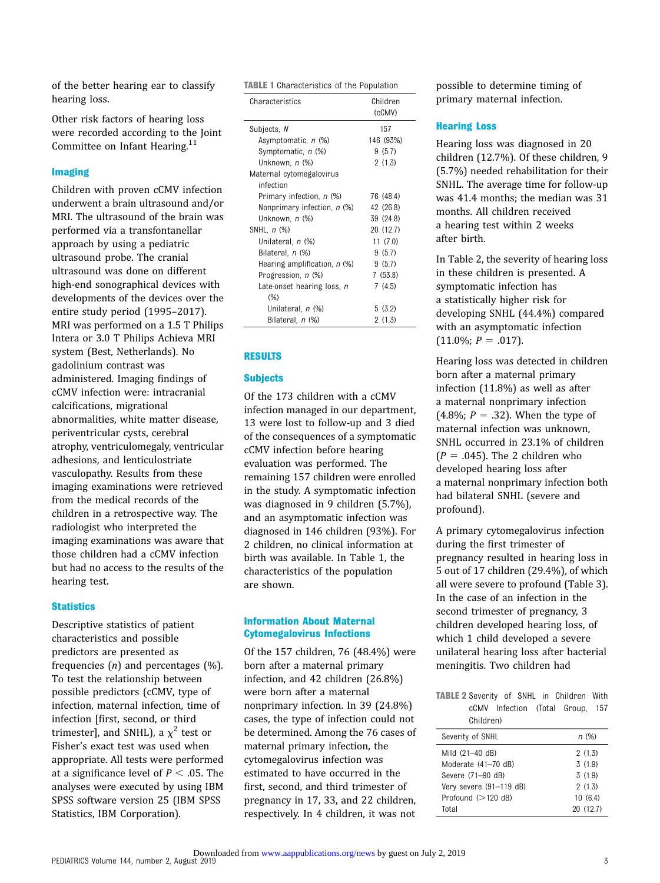of the better hearing ear to classify hearing loss.

Other risk factors of hearing loss were recorded according to the Joint Committee on Infant Hearing.[11]

### Imaging

Children with proven cCMV infection underwent a brain ultrasound and/or MRI. The ultrasound of the brain was performed via a transfontanellar approach by using a pediatric ultrasound probe. The cranial ultrasound was done on different high-end sonographical devices with developments of the devices over the entire study period (1995–2017). MRI was performed on a 1.5 T Philips Intera or 3.0 T Philips Achieva MRI system (Best, Netherlands). No gadolinium contrast was administered. Imaging findings of cCMV infection were: intracranial calcifications, migrational abnormalities, white matter disease, periventricular cysts, cerebral atrophy, ventriculomegaly, ventricular adhesions, and lenticulostriate vasculopathy. Results from these imaging examinations were retrieved from the medical records of the children in a retrospective way. The radiologist who interpreted the imaging examinations was aware that those children had a cCMV infection but had no access to the results of the hearing test.

### Statistics

Descriptive statistics of patient characteristics and possible predictors are presented as frequencies (*n*) and percentages (%). To test the relationship between possible predictors (cCMV, type of infection, maternal infection, time of infection [first, second, or third trimester], and SNHL), a $\chi^2$ test or Fisher's exact test was used when appropriate. All tests were performed at a significance level of $P < .05$. The analyses were executed by using IBM SPSS software version 25 (IBM SPSS Statistics, IBM Corporation).

**TABLE 1** Characteristics of the Population

| Characteristics | Children (cCMV) |
|---|---|
| Subjects, *N* | 157 |
| Asymptomatic, *n* (%) | 146 (93%) |
| Symptomatic, *n* (%) | 9 (5.7) |
| Unknown, *n* (%) | 2 (1.3) |
| Maternal cytomegalovirus infection | |
| Primary infection, *n* (%) | 76 (48.4) |
| Nonprimary infection, *n* (%) | 42 (26.8) |
| Unknown, *n* (%) | 39 (24.8) |
| SNHL, *n* (%) | 20 (12.7) |
| Unilateral, *n* (%) | 11 (7.0) |
| Bilateral, *n* (%) | 9 (5.7) |
| Hearing amplification, *n* (%) | 9 (5.7) |
| Progression, *n* (%) | 7 (53.8) |
| Late-onset hearing loss, *n* (%) | 7 (4.5) |
| Unilateral, *n* (%) | 5 (3.2) |
| Bilateral, *n* (%) | 2 (1.3) |

## RESULTS

### Subjects

Of the 173 children with a cCMV infection managed in our department, 13 were lost to follow-up and 3 died of the consequences of a symptomatic cCMV infection before hearing evaluation was performed. The remaining 157 children were enrolled in the study. A symptomatic infection was diagnosed in 9 children (5.7%), and an asymptomatic infection was diagnosed in 146 children (93%). For 2 children, no clinical information at birth was available. In Table 1, the characteristics of the population are shown.

### Information About Maternal Cytomegalovirus Infections

Of the 157 children, 76 (48.4%) were born after a maternal primary infection, and 42 children (26.8%) were born after a maternal nonprimary infection. In 39 (24.8%) cases, the type of infection could not be determined. Among the 76 cases of maternal primary infection, the cytomegalovirus infection was estimated to have occurred in the first, second, and third trimester of pregnancy in 17, 33, and 22 children, respectively. In 4 children, it was not possible to determine timing of primary maternal infection.

### Hearing Loss

Hearing loss was diagnosed in 20 children (12.7%). Of these children, 9 (5.7%) needed rehabilitation for their SNHL. The average time for follow-up was 41.4 months; the median was 31 months. All children received a hearing test within 2 weeks after birth.

In Table 2, the severity of hearing loss in these children is presented. A symptomatic infection has a statistically higher risk for developing SNHL (44.4%) compared with an asymptomatic infection (11.0%; $P = .017$).

Hearing loss was detected in children born after a maternal primary infection (11.8%) as well as after a maternal nonprimary infection (4.8%; $P = .32$). When the type of maternal infection was unknown, SNHL occurred in 23.1% of children ($P = .045$). The 2 children who developed hearing loss after a maternal nonprimary infection both had bilateral SNHL (severe and profound).

A primary cytomegalovirus infection during the first trimester of pregnancy resulted in hearing loss in 5 out of 17 children (29.4%), of which all were severe to profound (Table 3). In the case of an infection in the second trimester of pregnancy, 3 children developed hearing loss, of which 1 child developed a severe unilateral hearing loss after bacterial meningitis. Two children had

**TABLE 2** Severity of SNHL in Children With cCMV Infection (Total Group, 157 Children)

| Severity of SNHL | *n* (%) |
|---|---|
| Mild (21–40 dB) | 2 (1.3) |
| Moderate (41–70 dB) | 3 (1.9) |
| Severe (71–90 dB) | 3 (1.9) |
| Very severe (91–119 dB) | 2 (1.3) |
| Profound (>120 dB) | 10 (6.4) |
| Total | 20 (12.7) |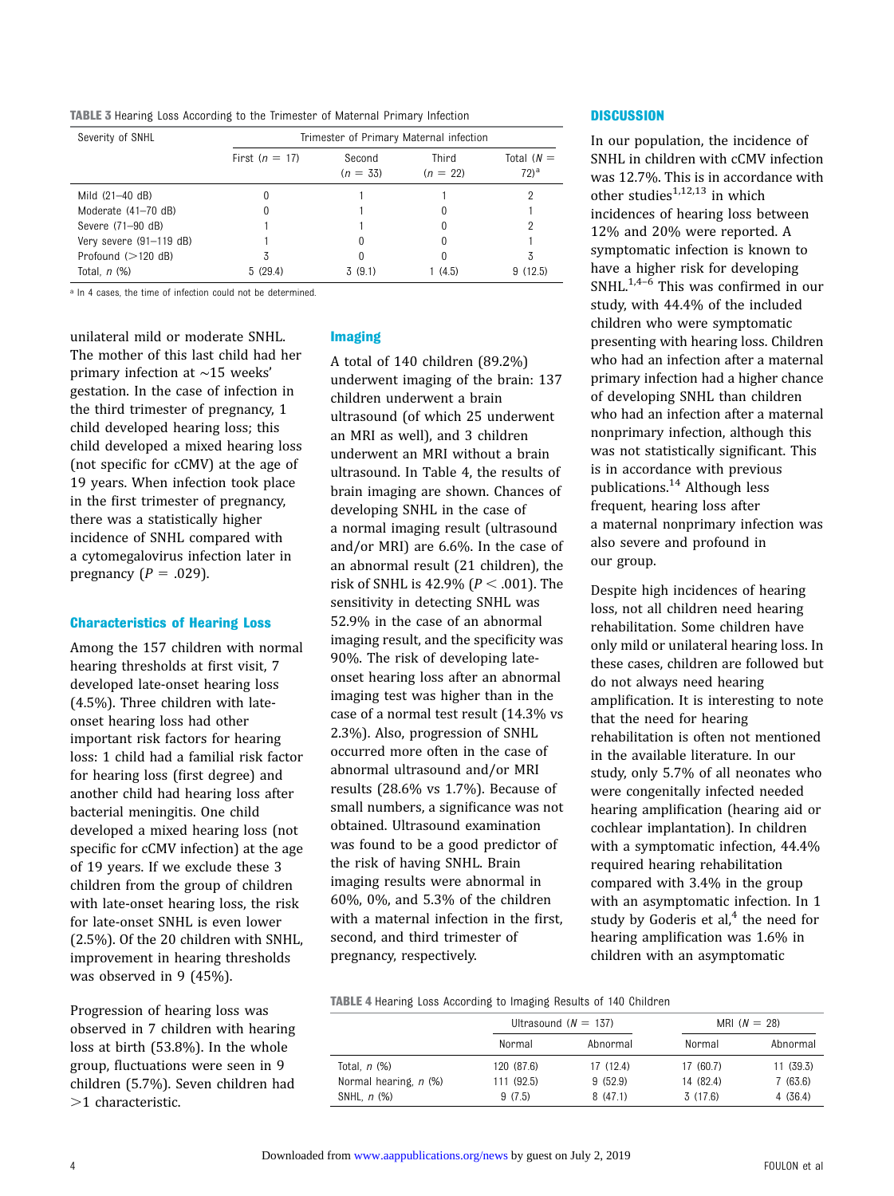**TABLE 3** Hearing Loss According to the Trimester of Maternal Primary Infection

| Severity of SNHL | Trimester of Primary Maternal infection | | | |
|---|---|---|---|---|
| | First ($n$ = 17) | Second ($n$ = 33) | Third ($n$ = 22) | Total ($N$ = 72)[a] |
| Mild (21–40 dB) | 0 | 1 | 1 | 2 |
| Moderate (41–70 dB) | 0 | 1 | 0 | 1 |
| Severe (71–90 dB) | 1 | 1 | 0 | 2 |
| Very severe (91–119 dB) | 1 | 0 | 0 | 1 |
| Profound (>120 dB) | 3 | 0 | 0 | 3 |
| Total, $n$ (%) | 5 (29.4) | 3 (9.1) | 1 (4.5) | 9 (12.5) |

[a] In 4 cases, the time of infection could not be determined.

unilateral mild or moderate SNHL. The mother of this last child had her primary infection at ~15 weeks' gestation. In the case of infection in the third trimester of pregnancy, 1 child developed hearing loss; this child developed a mixed hearing loss (not specific for cCMV) at the age of 19 years. When infection took place in the first trimester of pregnancy, there was a statistically higher incidence of SNHL compared with a cytomegalovirus infection later in pregnancy ($P$ = .029).

### Characteristics of Hearing Loss

Among the 157 children with normal hearing thresholds at first visit, 7 developed late-onset hearing loss (4.5%). Three children with late-onset hearing loss had other important risk factors for hearing loss: 1 child had a familial risk factor for hearing loss (first degree) and another child had hearing loss after bacterial meningitis. One child developed a mixed hearing loss (not specific for cCMV infection) at the age of 19 years. If we exclude these 3 children from the group of children with late-onset hearing loss, the risk for late-onset SNHL is even lower (2.5%). Of the 20 children with SNHL, improvement in hearing thresholds was observed in 9 (45%).

Progression of hearing loss was observed in 7 children with hearing loss at birth (53.8%). In the whole group, fluctuations were seen in 9 children (5.7%). Seven children had >1 characteristic.

### Imaging

A total of 140 children (89.2%) underwent imaging of the brain: 137 children underwent a brain ultrasound (of which 25 underwent an MRI as well), and 3 children underwent an MRI without a brain ultrasound. In Table 4, the results of brain imaging are shown. Chances of developing SNHL in the case of a normal imaging result (ultrasound and/or MRI) are 6.6%. In the case of an abnormal result (21 children), the risk of SNHL is 42.9% ($P$ < .001). The sensitivity in detecting SNHL was 52.9% in the case of an abnormal imaging result, and the specificity was 90%. The risk of developing late-onset hearing loss after an abnormal imaging test was higher than in the case of a normal test result (14.3% vs 2.3%). Also, progression of SNHL occurred more often in the case of abnormal ultrasound and/or MRI results (28.6% vs 1.7%). Because of small numbers, a significance was not obtained. Ultrasound examination was found to be a good predictor of the risk of having SNHL. Brain imaging results were abnormal in 60%, 0%, and 5.3% of the children with a maternal infection in the first, second, and third trimester of pregnancy, respectively.

## DISCUSSION

In our population, the incidence of SNHL in children with cCMV infection was 12.7%. This is in accordance with other studies[1,12,13] in which incidences of hearing loss between 12% and 20% were reported. A symptomatic infection is known to have a higher risk for developing SNHL.[1,4–6] This was confirmed in our study, with 44.4% of the included children who were symptomatic presenting with hearing loss. Children who had an infection after a maternal primary infection had a higher chance of developing SNHL than children who had an infection after a maternal nonprimary infection, although this was not statistically significant. This is in accordance with previous publications.[14] Although less frequent, hearing loss after a maternal nonprimary infection was also severe and profound in our group.

Despite high incidences of hearing loss, not all children need hearing rehabilitation. Some children have only mild or unilateral hearing loss. In these cases, children are followed but do not always need hearing amplification. It is interesting to note that the need for hearing rehabilitation is often not mentioned in the available literature. In our study, only 5.7% of all neonates who were congenitally infected needed hearing amplification (hearing aid or cochlear implantation). In children with a symptomatic infection, 44.4% required hearing rehabilitation compared with 3.4% in the group with an asymptomatic infection. In 1 study by Goderis et al,[4] the need for hearing amplification was 1.6% in children with an asymptomatic

**TABLE 4** Hearing Loss According to Imaging Results of 140 Children

| | Ultrasound ($N$ = 137) | | MRI ($N$ = 28) | |
|---|---|---|---|---|
| | Normal | Abnormal | Normal | Abnormal |
| Total, $n$ (%) | 120 (87.6) | 17 (12.4) | 17 (60.7) | 11 (39.3) |
| Normal hearing, $n$ (%) | 111 (92.5) | 9 (52.9) | 14 (82.4) | 7 (63.6) |
| SNHL, $n$ (%) | 9 (7.5) | 8 (47.1) | 3 (17.6) | 4 (36.4) |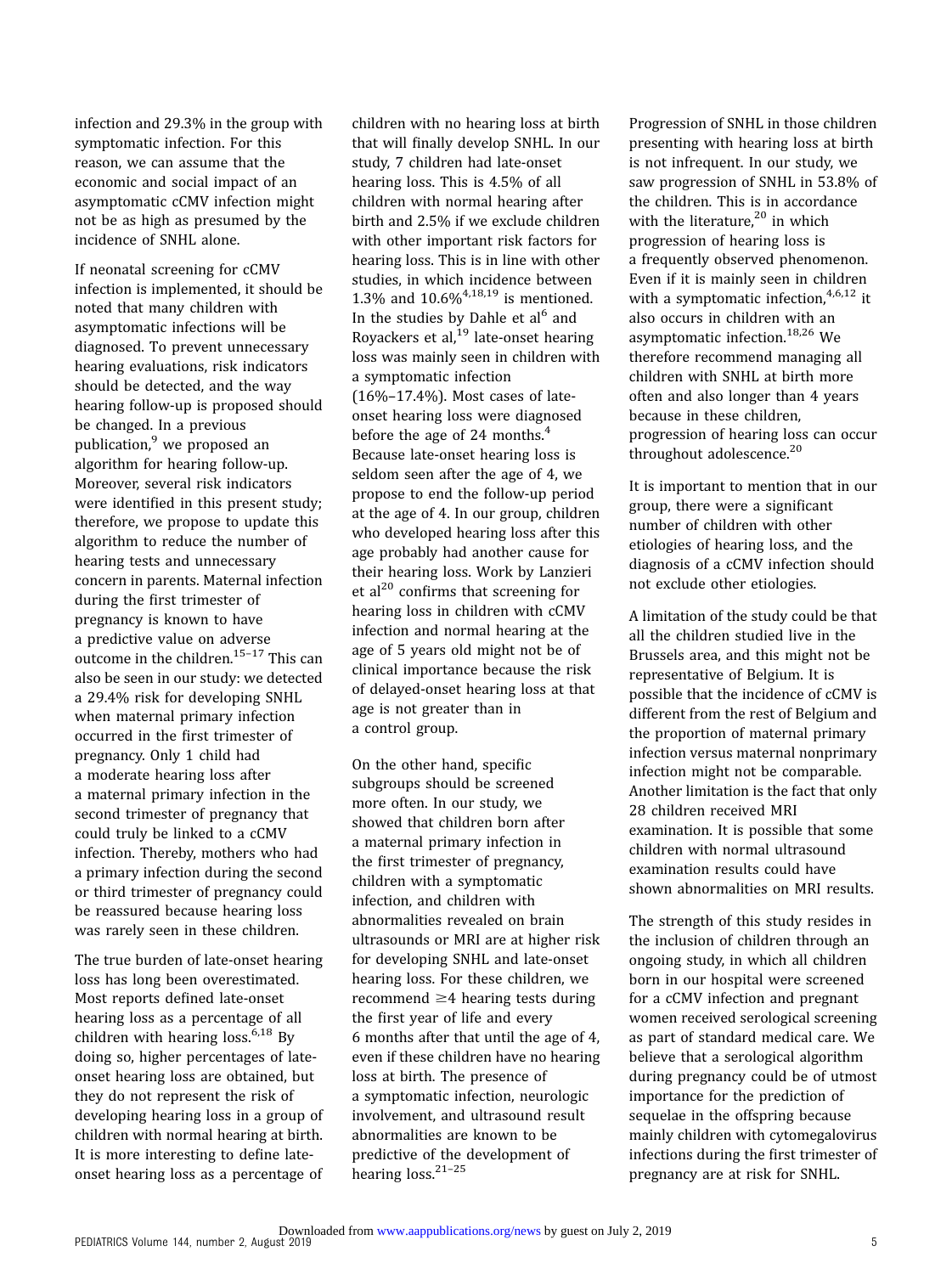infection and 29.3% in the group with symptomatic infection. For this reason, we can assume that the economic and social impact of an asymptomatic cCMV infection might not be as high as presumed by the incidence of SNHL alone.

If neonatal screening for cCMV infection is implemented, it should be noted that many children with asymptomatic infections will be diagnosed. To prevent unnecessary hearing evaluations, risk indicators should be detected, and the way hearing follow-up is proposed should be changed. In a previous publication,[9] we proposed an algorithm for hearing follow-up. Moreover, several risk indicators were identified in this present study; therefore, we propose to update this algorithm to reduce the number of hearing tests and unnecessary concern in parents. Maternal infection during the first trimester of pregnancy is known to have a predictive value on adverse outcome in the children.[15–17] This can also be seen in our study: we detected a 29.4% risk for developing SNHL when maternal primary infection occurred in the first trimester of pregnancy. Only 1 child had a moderate hearing loss after a maternal primary infection in the second trimester of pregnancy that could truly be linked to a cCMV infection. Thereby, mothers who had a primary infection during the second or third trimester of pregnancy could be reassured because hearing loss was rarely seen in these children.

The true burden of late-onset hearing loss has long been overestimated. Most reports defined late-onset hearing loss as a percentage of all children with hearing loss.[6,18] By doing so, higher percentages of late-onset hearing loss are obtained, but they do not represent the risk of developing hearing loss in a group of children with normal hearing at birth. It is more interesting to define late-onset hearing loss as a percentage of children with no hearing loss at birth that will finally develop SNHL. In our study, 7 children had late-onset hearing loss. This is 4.5% of all children with normal hearing after birth and 2.5% if we exclude children with other important risk factors for hearing loss. This is in line with other studies, in which incidence between 1.3% and 10.6%[4,18,19] is mentioned. In the studies by Dahle et al[6] and Royackers et al,[19] late-onset hearing loss was mainly seen in children with a symptomatic infection (16%–17.4%). Most cases of late-onset hearing loss were diagnosed before the age of 24 months.[4] Because late-onset hearing loss is seldom seen after the age of 4, we propose to end the follow-up period at the age of 4. In our group, children who developed hearing loss after this age probably had another cause for their hearing loss. Work by Lanzieri et al[20] confirms that screening for hearing loss in children with cCMV infection and normal hearing at the age of 5 years old might not be of clinical importance because the risk of delayed-onset hearing loss at that age is not greater than in a control group.

On the other hand, specific subgroups should be screened more often. In our study, we showed that children born after a maternal primary infection in the first trimester of pregnancy, children with a symptomatic infection, and children with abnormalities revealed on brain ultrasounds or MRI are at higher risk for developing SNHL and late-onset hearing loss. For these children, we recommend ≥4 hearing tests during the first year of life and every 6 months after that until the age of 4, even if these children have no hearing loss at birth. The presence of a symptomatic infection, neurologic involvement, and ultrasound result abnormalities are known to be predictive of the development of hearing loss.[21–25]

Progression of SNHL in those children presenting with hearing loss at birth is not infrequent. In our study, we saw progression of SNHL in 53.8% of the children. This is in accordance with the literature,[20] in which progression of hearing loss is a frequently observed phenomenon. Even if it is mainly seen in children with a symptomatic infection,[4,6,12] it also occurs in children with an asymptomatic infection.[18,26] We therefore recommend managing all children with SNHL at birth more often and also longer than 4 years because in these children, progression of hearing loss can occur throughout adolescence.[20]

It is important to mention that in our group, there were a significant number of children with other etiologies of hearing loss, and the diagnosis of a cCMV infection should not exclude other etiologies.

A limitation of the study could be that all the children studied live in the Brussels area, and this might not be representative of Belgium. It is possible that the incidence of cCMV is different from the rest of Belgium and the proportion of maternal primary infection versus maternal nonprimary infection might not be comparable. Another limitation is the fact that only 28 children received MRI examination. It is possible that some children with normal ultrasound examination results could have shown abnormalities on MRI results.

The strength of this study resides in the inclusion of children through an ongoing study, in which all children born in our hospital were screened for a cCMV infection and pregnant women received serological screening as part of standard medical care. We believe that a serological algorithm during pregnancy could be of utmost importance for the prediction of sequelae in the offspring because mainly children with cytomegalovirus infections during the first trimester of pregnancy are at risk for SNHL.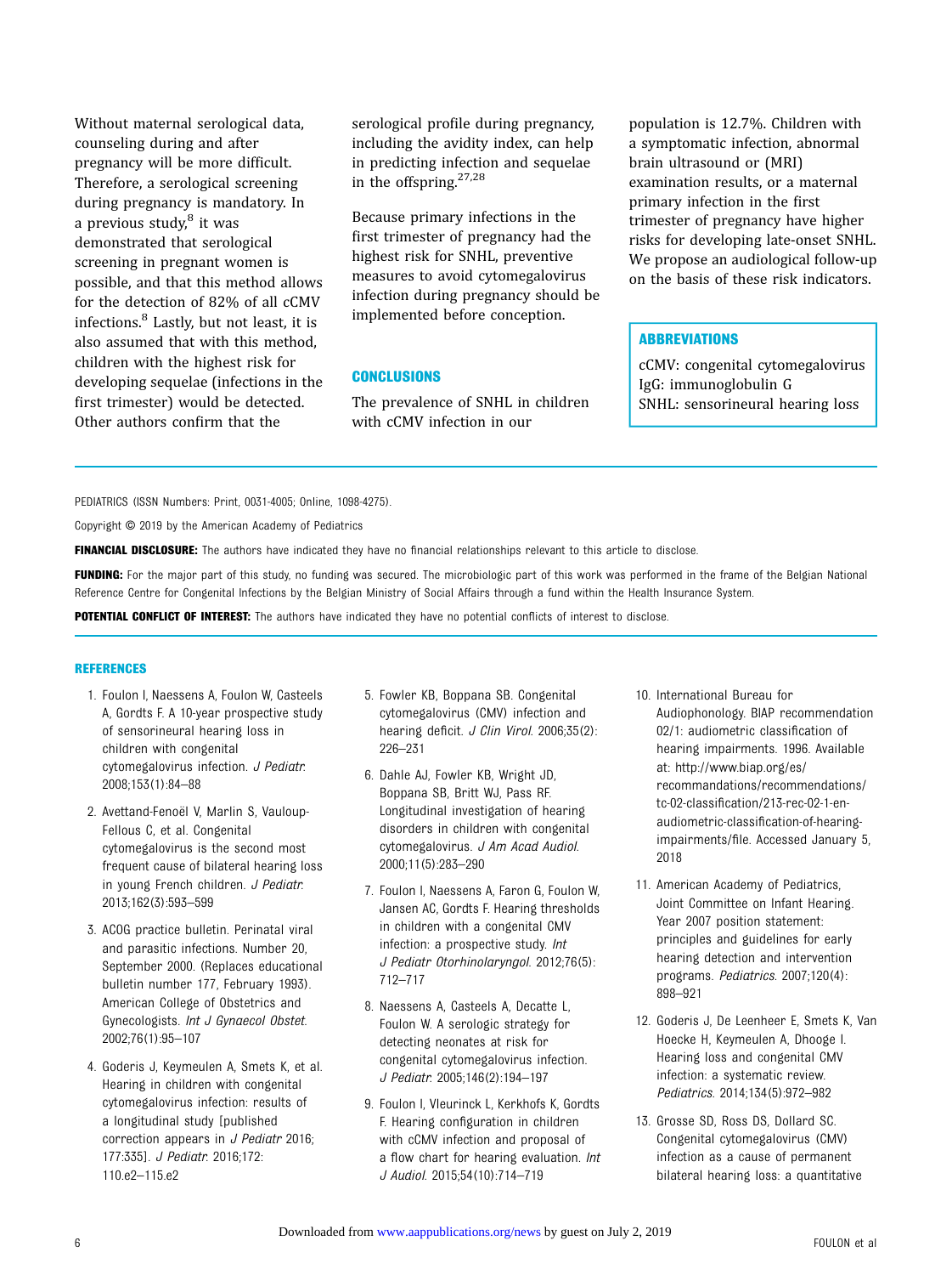Without maternal serological data, counseling during and after pregnancy will be more difficult. Therefore, a serological screening during pregnancy is mandatory. In a previous study,[8] it was demonstrated that serological screening in pregnant women is possible, and that this method allows for the detection of 82% of all cCMV infections.[8] Lastly, but not least, it is also assumed that with this method, children with the highest risk for developing sequelae (infections in the first trimester) would be detected. Other authors confirm that the serological profile during pregnancy, including the avidity index, can help in predicting infection and sequelae in the offspring.[27,28]

Because primary infections in the first trimester of pregnancy had the highest risk for SNHL, preventive measures to avoid cytomegalovirus infection during pregnancy should be implemented before conception.

## CONCLUSIONS

The prevalence of SNHL in children with cCMV infection in our population is 12.7%. Children with a symptomatic infection, abnormal brain ultrasound or (MRI) examination results, or a maternal primary infection in the first trimester of pregnancy have higher risks for developing late-onset SNHL. We propose an audiological follow-up on the basis of these risk indicators.

## ABBREVIATIONS

cCMV: congenital cytomegalovirus
IgG: immunoglobulin G
SNHL: sensorineural hearing loss

PEDIATRICS (ISSN Numbers: Print, 0031-4005; Online, 1098-4275).

Copyright © 2019 by the American Academy of Pediatrics

**FINANCIAL DISCLOSURE:** The authors have indicated they have no financial relationships relevant to this article to disclose.

**FUNDING:** For the major part of this study, no funding was secured. The microbiologic part of this work was performed in the frame of the Belgian National Reference Centre for Congenital Infections by the Belgian Ministry of Social Affairs through a fund within the Health Insurance System.

**POTENTIAL CONFLICT OF INTEREST:** The authors have indicated they have no potential conflicts of interest to disclose.

## REFERENCES

1. Foulon I, Naessens A, Foulon W, Casteels A, Gordts F. A 10-year prospective study of sensorineural hearing loss in children with congenital cytomegalovirus infection. *J Pediatr*. 2008;153(1):84–88
2. Avettand-Fenoël V, Marlin S, Vauloup-Fellous C, et al. Congenital cytomegalovirus is the second most frequent cause of bilateral hearing loss in young French children. *J Pediatr*. 2013;162(3):593–599
3. ACOG practice bulletin. Perinatal viral and parasitic infections. Number 20, September 2000. (Replaces educational bulletin number 177, February 1993). American College of Obstetrics and Gynecologists. *Int J Gynaecol Obstet*. 2002;76(1):95–107
4. Goderis J, Keymeulen A, Smets K, et al. Hearing in children with congenital cytomegalovirus infection: results of a longitudinal study [published correction appears in *J Pediatr* 2016; 177:335]. *J Pediatr*. 2016;172: 110.e2–115.e2
5. Fowler KB, Boppana SB. Congenital cytomegalovirus (CMV) infection and hearing deficit. *J Clin Virol*. 2006;35(2): 226–231
6. Dahle AJ, Fowler KB, Wright JD, Boppana SB, Britt WJ, Pass RF. Longitudinal investigation of hearing disorders in children with congenital cytomegalovirus. *J Am Acad Audiol*. 2000;11(5):283–290
7. Foulon I, Naessens A, Faron G, Foulon W, Jansen AC, Gordts F. Hearing thresholds in children with a congenital CMV infection: a prospective study. *Int J Pediatr Otorhinolaryngol*. 2012;76(5): 712–717
8. Naessens A, Casteels A, Decatte L, Foulon W. A serologic strategy for detecting neonates at risk for congenital cytomegalovirus infection. *J Pediatr*. 2005;146(2):194–197
9. Foulon I, Vleurinck L, Kerkhofs K, Gordts F. Hearing configuration in children with cCMV infection and proposal of a flow chart for hearing evaluation. *Int J Audiol*. 2015;54(10):714–719
10. International Bureau for Audiophonology. BIAP recommendation 02/1: audiometric classification of hearing impairments. 1996. Available at: http://www.biap.org/es/recommandations/recommendations/tc-02-classification/213-rec-02-1-en-audiometric-classification-of-hearing-impairments/file. Accessed January 5, 2018
11. American Academy of Pediatrics, Joint Committee on Infant Hearing. Year 2007 position statement: principles and guidelines for early hearing detection and intervention programs. *Pediatrics*. 2007;120(4): 898–921
12. Goderis J, De Leenheer E, Smets K, Van Hoecke H, Keymeulen A, Dhooge I. Hearing loss and congenital CMV infection: a systematic review. *Pediatrics*. 2014;134(5):972–982
13. Grosse SD, Ross DS, Dollard SC. Congenital cytomegalovirus (CMV) infection as a cause of permanent bilateral hearing loss: a quantitative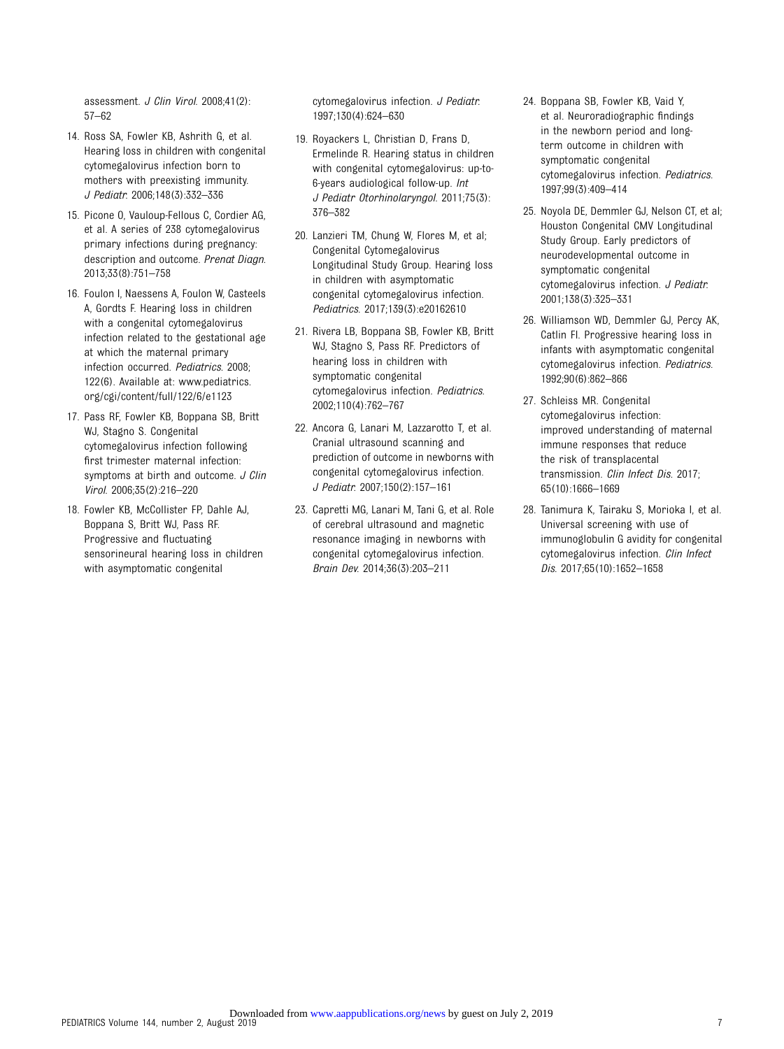assessment. *J Clin Virol.* 2008;41(2):57–62

14. Ross SA, Fowler KB, Ashrith G, et al. Hearing loss in children with congenital cytomegalovirus infection born to mothers with preexisting immunity. *J Pediatr.* 2006;148(3):332–336
15. Picone O, Vauloup-Fellous C, Cordier AG, et al. A series of 238 cytomegalovirus primary infections during pregnancy: description and outcome. *Prenat Diagn.* 2013;33(8):751–758
16. Foulon I, Naessens A, Foulon W, Casteels A, Gordts F. Hearing loss in children with a congenital cytomegalovirus infection related to the gestational age at which the maternal primary infection occurred. *Pediatrics.* 2008; 122(6). Available at: www.pediatrics.org/cgi/content/full/122/6/e1123
17. Pass RF, Fowler KB, Boppana SB, Britt WJ, Stagno S. Congenital cytomegalovirus infection following first trimester maternal infection: symptoms at birth and outcome. *J Clin Virol.* 2006;35(2):216–220
18. Fowler KB, McCollister FP, Dahle AJ, Boppana S, Britt WJ, Pass RF. Progressive and fluctuating sensorineural hearing loss in children with asymptomatic congenital cytomegalovirus infection. *J Pediatr.* 1997;130(4):624–630
19. Royackers L, Christian D, Frans D, Ermelinde R. Hearing status in children with congenital cytomegalovirus: up-to-6-years audiological follow-up. *Int J Pediatr Otorhinolaryngol.* 2011;75(3):376–382
20. Lanzieri TM, Chung W, Flores M, et al; Congenital Cytomegalovirus Longitudinal Study Group. Hearing loss in children with asymptomatic congenital cytomegalovirus infection. *Pediatrics.* 2017;139(3):e20162610
21. Rivera LB, Boppana SB, Fowler KB, Britt WJ, Stagno S, Pass RF. Predictors of hearing loss in children with symptomatic congenital cytomegalovirus infection. *Pediatrics.* 2002;110(4):762–767
22. Ancora G, Lanari M, Lazzarotto T, et al. Cranial ultrasound scanning and prediction of outcome in newborns with congenital cytomegalovirus infection. *J Pediatr.* 2007;150(2):157–161
23. Capretti MG, Lanari M, Tani G, et al. Role of cerebral ultrasound and magnetic resonance imaging in newborns with congenital cytomegalovirus infection. *Brain Dev.* 2014;36(3):203–211
24. Boppana SB, Fowler KB, Vaid Y, et al. Neuroradiographic findings in the newborn period and long-term outcome in children with symptomatic congenital cytomegalovirus infection. *Pediatrics.* 1997;99(3):409–414
25. Noyola DE, Demmler GJ, Nelson CT, et al; Houston Congenital CMV Longitudinal Study Group. Early predictors of neurodevelopmental outcome in symptomatic congenital cytomegalovirus infection. *J Pediatr.* 2001;138(3):325–331
26. Williamson WD, Demmler GJ, Percy AK, Catlin FI. Progressive hearing loss in infants with asymptomatic congenital cytomegalovirus infection. *Pediatrics.* 1992;90(6):862–866
27. Schleiss MR. Congenital cytomegalovirus infection: improved understanding of maternal immune responses that reduce the risk of transplacental transmission. *Clin Infect Dis.* 2017; 65(10):1666–1669
28. Tanimura K, Tairaku S, Morioka I, et al. Universal screening with use of immunoglobulin G avidity for congenital cytomegalovirus infection. *Clin Infect Dis.* 2017;65(10):1652–1658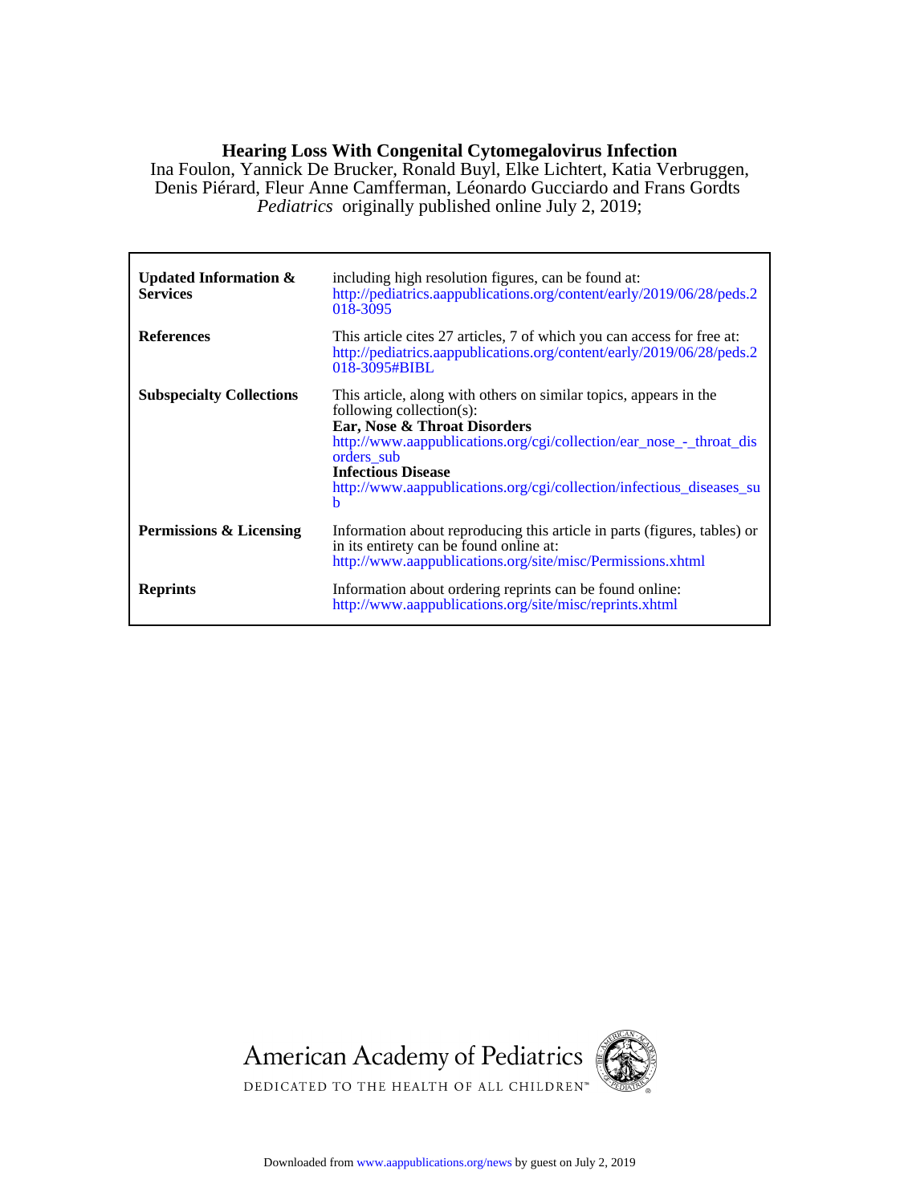# Hearing Loss With Congenital Cytomegalovirus Infection

Ina Foulon, Yannick De Brucker, Ronald Buyl, Elke Lichtert, Katia Verbruggen, Denis Piérard, Fleur Anne Camfferman, Léonardo Gucciardo and Frans Gordts

*Pediatrics* originally published online July 2, 2019;

| | |
|---|---|
| **Updated Information & Services** | including high resolution figures, can be found at: http://pediatrics.aappublications.org/content/early/2019/06/28/peds.2018-3095 |
| **References** | This article cites 27 articles, 7 of which you can access for free at: http://pediatrics.aappublications.org/content/early/2019/06/28/peds.2018-3095#BIBL |
| **Subspecialty Collections** | This article, along with others on similar topics, appears in the following collection(s): **Ear, Nose & Throat Disorders** http://www.aappublications.org/cgi/collection/ear_nose_-_throat_disorders_sub **Infectious Disease** http://www.aappublications.org/cgi/collection/infectious_diseases_sub |
| **Permissions & Licensing** | Information about reproducing this article in parts (figures, tables) or in its entirety can be found online at: http://www.aappublications.org/site/misc/Permissions.xhtml |
| **Reprints** | Information about ordering reprints can be found online: http://www.aappublications.org/site/misc/reprints.xhtml |

American Academy of Pediatrics

DEDICATED TO THE HEALTH OF ALL CHILDREN™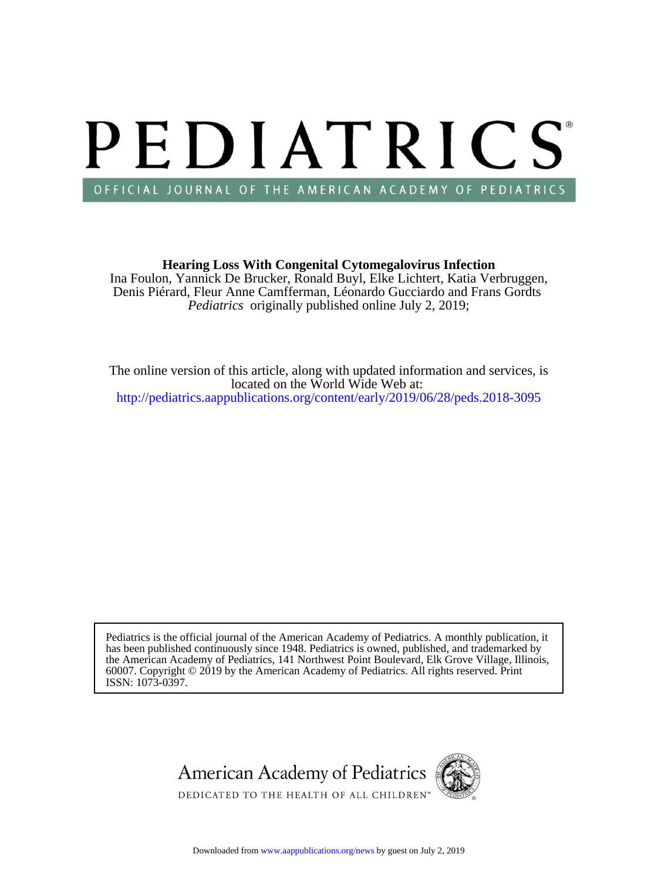# PEDIATRICS

OFFICIAL JOURNAL OF THE AMERICAN ACADEMY OF PEDIATRICS

**Hearing Loss With Congenital Cytomegalovirus Infection**

Ina Foulon, Yannick De Brucker, Ronald Buyl, Elke Lichtert, Katia Verbruggen, Denis Piérard, Fleur Anne Camfferman, Léonardo Gucciardo and Frans Gordts

*Pediatrics* originally published online July 2, 2019;

The online version of this article, along with updated information and services, is located on the World Wide Web at:

http://pediatrics.aappublications.org/content/early/2019/06/28/peds.2018-3095

Pediatrics is the official journal of the American Academy of Pediatrics. A monthly publication, it has been published continuously since 1948. Pediatrics is owned, published, and trademarked by the American Academy of Pediatrics, 141 Northwest Point Boulevard, Elk Grove Village, Illinois, 60007. Copyright © 2019 by the American Academy of Pediatrics. All rights reserved. Print ISSN: 1073-0397.

American Academy of Pediatrics

DEDICATED TO THE HEALTH OF ALL CHILDREN™

Downloaded from www.aappublications.org/news by guest on July 2, 2019